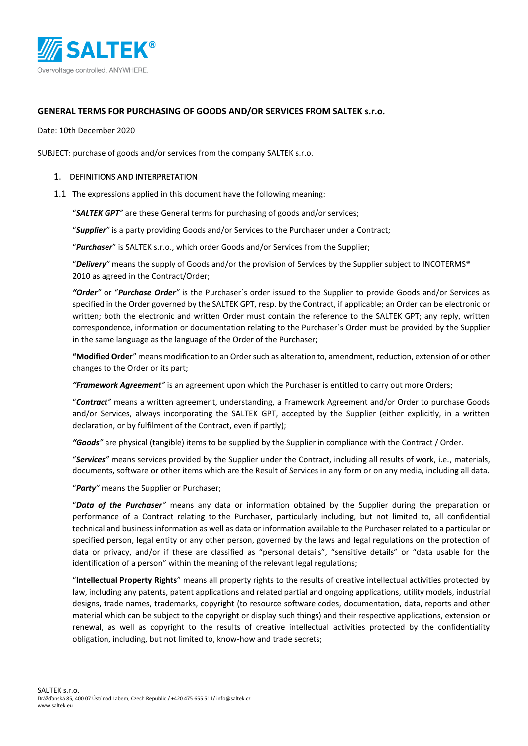## GENERAL TERMS FOR PURCHASING OF GOODS AND/OR SERVICES FROM SALTEK s.r.o.

Date: 10th December 2020

SUBJECT: purchase of goods and/or services from the company SALTEK s.r.o.

### 1. DEFINITIONS AND INTERPRETATION

1.1 The expressions applied in this document have the following meaning:

"***SALTEK GPT***" are these General terms for purchasing of goods and/or services;

"***Supplier***" is a party providing Goods and/or Services to the Purchaser under a Contract;

"***Purchaser***" is SALTEK s.r.o., which order Goods and/or Services from the Supplier;

"***Delivery***" means the supply of Goods and/or the provision of Services by the Supplier subject to INCOTERMS® 2010 as agreed in the Contract/Order;

***"Order"*** or "***Purchase Order***" is the Purchaser´s order issued to the Supplier to provide Goods and/or Services as specified in the Order governed by the SALTEK GPT, resp. by the Contract, if applicable; an Order can be electronic or written; both the electronic and written Order must contain the reference to the SALTEK GPT; any reply, written correspondence, information or documentation relating to the Purchaser´s Order must be provided by the Supplier in the same language as the language of the Order of the Purchaser;

**"Modified Order"** means modification to an Order such as alteration to, amendment, reduction, extension of or other changes to the Order or its part;

***"Framework Agreement"*** is an agreement upon which the Purchaser is entitled to carry out more Orders;

"***Contract***" means a written agreement, understanding, a Framework Agreement and/or Order to purchase Goods and/or Services, always incorporating the SALTEK GPT, accepted by the Supplier (either explicitly, in a written declaration, or by fulfilment of the Contract, even if partly);

***"Goods"*** are physical (tangible) items to be supplied by the Supplier in compliance with the Contract / Order.

"***Services***" means services provided by the Supplier under the Contract, including all results of work, i.e., materials, documents, software or other items which are the Result of Services in any form or on any media, including all data.

"***Party***" means the Supplier or Purchaser;

"***Data of the Purchaser***" means any data or information obtained by the Supplier during the preparation or performance of a Contract relating to the Purchaser, particularly including, but not limited to, all confidential technical and business information as well as data or information available to the Purchaser related to a particular or specified person, legal entity or any other person, governed by the laws and legal regulations on the protection of data or privacy, and/or if these are classified as "personal details", "sensitive details" or "data usable for the identification of a person" within the meaning of the relevant legal regulations;

"**Intellectual Property Rights**" means all property rights to the results of creative intellectual activities protected by law, including any patents, patent applications and related partial and ongoing applications, utility models, industrial designs, trade names, trademarks, copyright (to resource software codes, documentation, data, reports and other material which can be subject to the copyright or display such things) and their respective applications, extension or renewal, as well as copyright to the results of creative intellectual activities protected by the confidentiality obligation, including, but not limited to, know-how and trade secrets;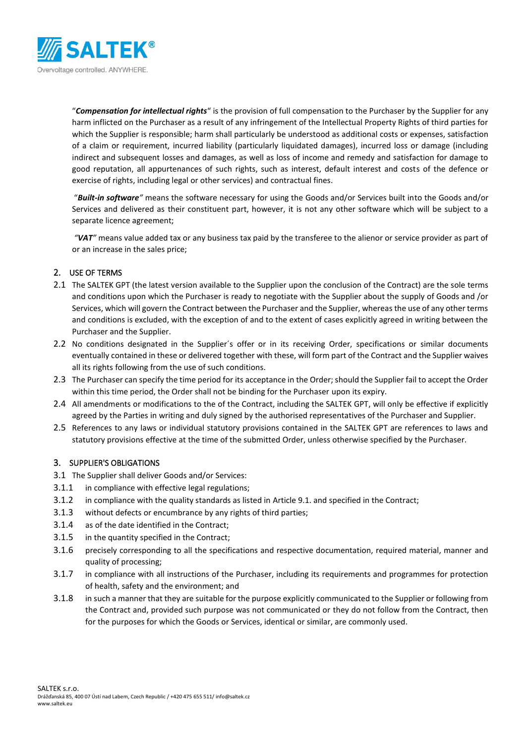"***Compensation for intellectual rights***" is the provision of full compensation to the Purchaser by the Supplier for any harm inflicted on the Purchaser as a result of any infringement of the Intellectual Property Rights of third parties for which the Supplier is responsible; harm shall particularly be understood as additional costs or expenses, satisfaction of a claim or requirement, incurred liability (particularly liquidated damages), incurred loss or damage (including indirect and subsequent losses and damages, as well as loss of income and remedy and satisfaction for damage to good reputation, all appurtenances of such rights, such as interest, default interest and costs of the defence or exercise of rights, including legal or other services) and contractual fines.

"***Built-in software***" means the software necessary for using the Goods and/or Services built into the Goods and/or Services and delivered as their constituent part, however, it is not any other software which will be subject to a separate licence agreement;

"***VAT***" means value added tax or any business tax paid by the transferee to the alienor or service provider as part of or an increase in the sales price;

## 2. USE OF TERMS

2.1 The SALTEK GPT (the latest version available to the Supplier upon the conclusion of the Contract) are the sole terms and conditions upon which the Purchaser is ready to negotiate with the Supplier about the supply of Goods and /or Services, which will govern the Contract between the Purchaser and the Supplier, whereas the use of any other terms and conditions is excluded, with the exception of and to the extent of cases explicitly agreed in writing between the Purchaser and the Supplier.

2.2 No conditions designated in the Supplier´s offer or in its receiving Order, specifications or similar documents eventually contained in these or delivered together with these, will form part of the Contract and the Supplier waives all its rights following from the use of such conditions.

2.3 The Purchaser can specify the time period for its acceptance in the Order; should the Supplier fail to accept the Order within this time period, the Order shall not be binding for the Purchaser upon its expiry.

2.4 All amendments or modifications to the of the Contract, including the SALTEK GPT, will only be effective if explicitly agreed by the Parties in writing and duly signed by the authorised representatives of the Purchaser and Supplier.

2.5 References to any laws or individual statutory provisions contained in the SALTEK GPT are references to laws and statutory provisions effective at the time of the submitted Order, unless otherwise specified by the Purchaser.

## 3. SUPPLIER'S OBLIGATIONS

3.1 The Supplier shall deliver Goods and/or Services:

3.1.1 in compliance with effective legal regulations;

3.1.2 in compliance with the quality standards as listed in Article 9.1. and specified in the Contract;

3.1.3 without defects or encumbrance by any rights of third parties;

3.1.4 as of the date identified in the Contract;

3.1.5 in the quantity specified in the Contract;

3.1.6 precisely corresponding to all the specifications and respective documentation, required material, manner and quality of processing;

3.1.7 in compliance with all instructions of the Purchaser, including its requirements and programmes for protection of health, safety and the environment; and

3.1.8 in such a manner that they are suitable for the purpose explicitly communicated to the Supplier or following from the Contract and, provided such purpose was not communicated or they do not follow from the Contract, then for the purposes for which the Goods or Services, identical or similar, are commonly used.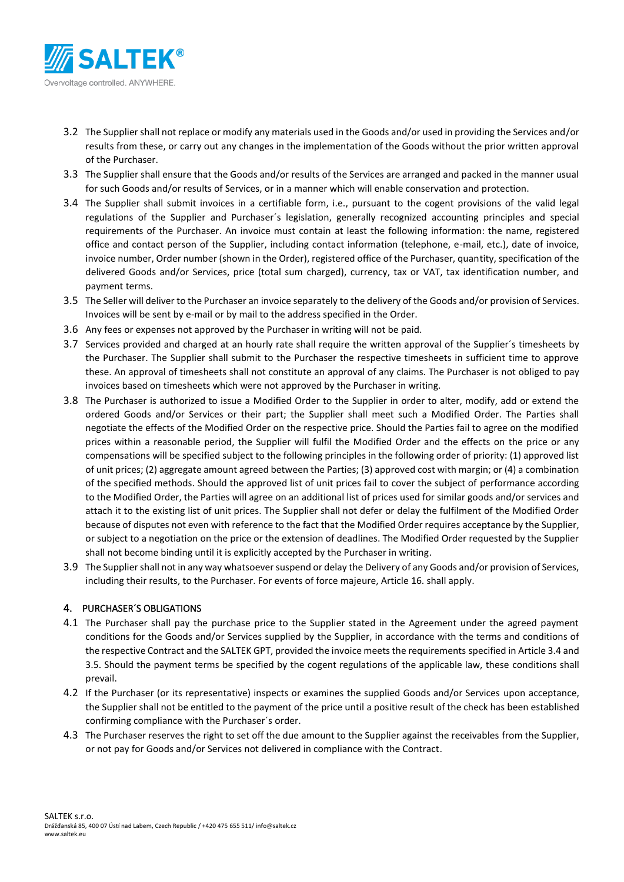3.2 The Supplier shall not replace or modify any materials used in the Goods and/or used in providing the Services and/or results from these, or carry out any changes in the implementation of the Goods without the prior written approval of the Purchaser.

3.3 The Supplier shall ensure that the Goods and/or results of the Services are arranged and packed in the manner usual for such Goods and/or results of Services, or in a manner which will enable conservation and protection.

3.4 The Supplier shall submit invoices in a certifiable form, i.e., pursuant to the cogent provisions of the valid legal regulations of the Supplier and Purchaser´s legislation, generally recognized accounting principles and special requirements of the Purchaser. An invoice must contain at least the following information: the name, registered office and contact person of the Supplier, including contact information (telephone, e-mail, etc.), date of invoice, invoice number, Order number (shown in the Order), registered office of the Purchaser, quantity, specification of the delivered Goods and/or Services, price (total sum charged), currency, tax or VAT, tax identification number, and payment terms.

3.5 The Seller will deliver to the Purchaser an invoice separately to the delivery of the Goods and/or provision of Services. Invoices will be sent by e-mail or by mail to the address specified in the Order.

3.6 Any fees or expenses not approved by the Purchaser in writing will not be paid.

3.7 Services provided and charged at an hourly rate shall require the written approval of the Supplier´s timesheets by the Purchaser. The Supplier shall submit to the Purchaser the respective timesheets in sufficient time to approve these. An approval of timesheets shall not constitute an approval of any claims. The Purchaser is not obliged to pay invoices based on timesheets which were not approved by the Purchaser in writing.

3.8 The Purchaser is authorized to issue a Modified Order to the Supplier in order to alter, modify, add or extend the ordered Goods and/or Services or their part; the Supplier shall meet such a Modified Order. The Parties shall negotiate the effects of the Modified Order on the respective price. Should the Parties fail to agree on the modified prices within a reasonable period, the Supplier will fulfil the Modified Order and the effects on the price or any compensations will be specified subject to the following principles in the following order of priority: (1) approved list of unit prices; (2) aggregate amount agreed between the Parties; (3) approved cost with margin; or (4) a combination of the specified methods. Should the approved list of unit prices fail to cover the subject of performance according to the Modified Order, the Parties will agree on an additional list of prices used for similar goods and/or services and attach it to the existing list of unit prices. The Supplier shall not defer or delay the fulfilment of the Modified Order because of disputes not even with reference to the fact that the Modified Order requires acceptance by the Supplier, or subject to a negotiation on the price or the extension of deadlines. The Modified Order requested by the Supplier shall not become binding until it is explicitly accepted by the Purchaser in writing.

3.9 The Supplier shall not in any way whatsoever suspend or delay the Delivery of any Goods and/or provision of Services, including their results, to the Purchaser. For events of force majeure, Article 16. shall apply.

## 4. PURCHASER´S OBLIGATIONS

4.1 The Purchaser shall pay the purchase price to the Supplier stated in the Agreement under the agreed payment conditions for the Goods and/or Services supplied by the Supplier, in accordance with the terms and conditions of the respective Contract and the SALTEK GPT, provided the invoice meets the requirements specified in Article 3.4 and 3.5. Should the payment terms be specified by the cogent regulations of the applicable law, these conditions shall prevail.

4.2 If the Purchaser (or its representative) inspects or examines the supplied Goods and/or Services upon acceptance, the Supplier shall not be entitled to the payment of the price until a positive result of the check has been established confirming compliance with the Purchaser´s order.

4.3 The Purchaser reserves the right to set off the due amount to the Supplier against the receivables from the Supplier, or not pay for Goods and/or Services not delivered in compliance with the Contract.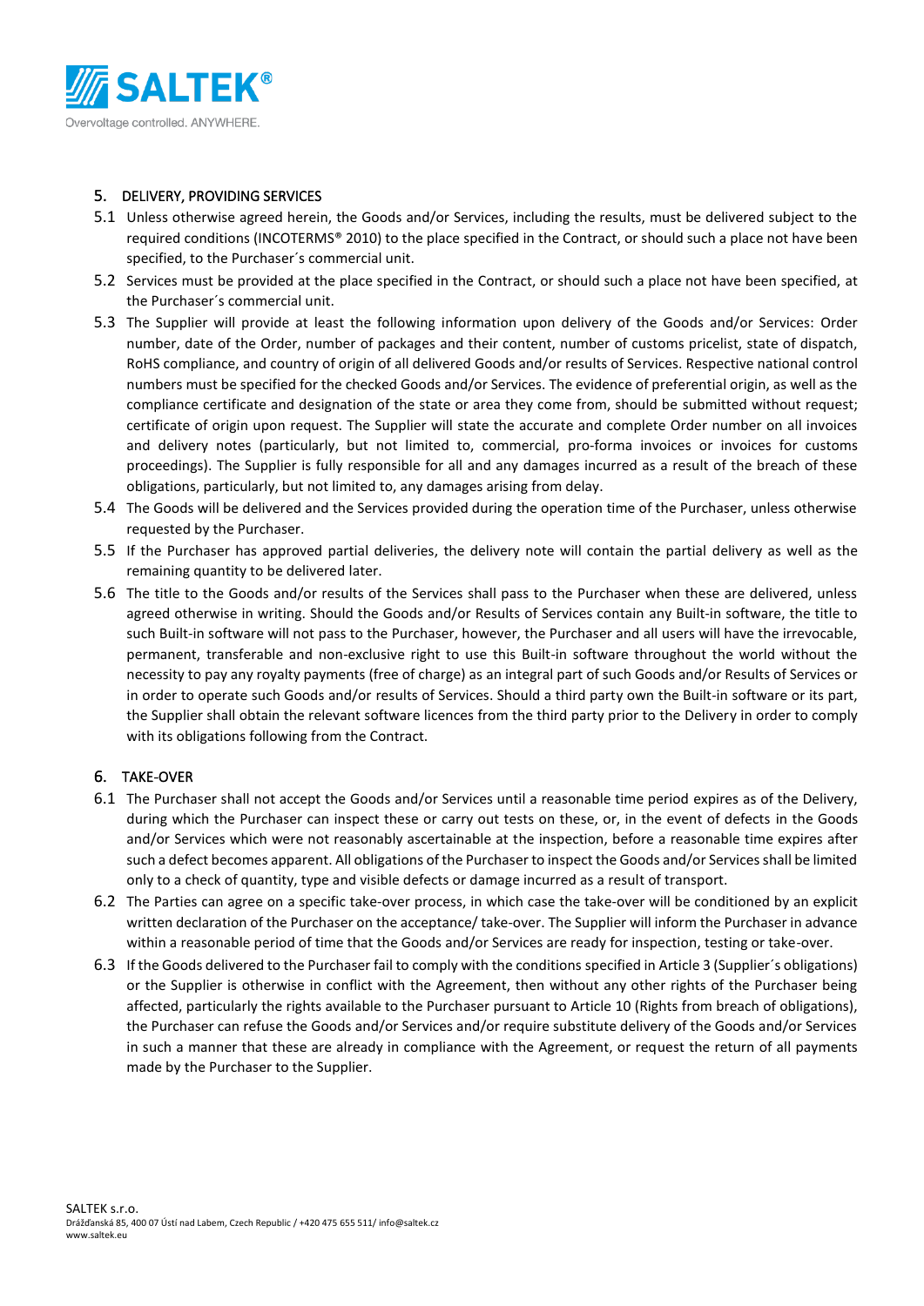## 5. DELIVERY, PROVIDING SERVICES

5.1 Unless otherwise agreed herein, the Goods and/or Services, including the results, must be delivered subject to the required conditions (INCOTERMS® 2010) to the place specified in the Contract, or should such a place not have been specified, to the Purchaser´s commercial unit.

5.2 Services must be provided at the place specified in the Contract, or should such a place not have been specified, at the Purchaser´s commercial unit.

5.3 The Supplier will provide at least the following information upon delivery of the Goods and/or Services: Order number, date of the Order, number of packages and their content, number of customs pricelist, state of dispatch, RoHS compliance, and country of origin of all delivered Goods and/or results of Services. Respective national control numbers must be specified for the checked Goods and/or Services. The evidence of preferential origin, as well as the compliance certificate and designation of the state or area they come from, should be submitted without request; certificate of origin upon request. The Supplier will state the accurate and complete Order number on all invoices and delivery notes (particularly, but not limited to, commercial, pro-forma invoices or invoices for customs proceedings). The Supplier is fully responsible for all and any damages incurred as a result of the breach of these obligations, particularly, but not limited to, any damages arising from delay.

5.4 The Goods will be delivered and the Services provided during the operation time of the Purchaser, unless otherwise requested by the Purchaser.

5.5 If the Purchaser has approved partial deliveries, the delivery note will contain the partial delivery as well as the remaining quantity to be delivered later.

5.6 The title to the Goods and/or results of the Services shall pass to the Purchaser when these are delivered, unless agreed otherwise in writing. Should the Goods and/or Results of Services contain any Built-in software, the title to such Built-in software will not pass to the Purchaser, however, the Purchaser and all users will have the irrevocable, permanent, transferable and non-exclusive right to use this Built-in software throughout the world without the necessity to pay any royalty payments (free of charge) as an integral part of such Goods and/or Results of Services or in order to operate such Goods and/or results of Services. Should a third party own the Built-in software or its part, the Supplier shall obtain the relevant software licences from the third party prior to the Delivery in order to comply with its obligations following from the Contract.

## 6. TAKE-OVER

6.1 The Purchaser shall not accept the Goods and/or Services until a reasonable time period expires as of the Delivery, during which the Purchaser can inspect these or carry out tests on these, or, in the event of defects in the Goods and/or Services which were not reasonably ascertainable at the inspection, before a reasonable time expires after such a defect becomes apparent. All obligations of the Purchaser to inspect the Goods and/or Services shall be limited only to a check of quantity, type and visible defects or damage incurred as a result of transport.

6.2 The Parties can agree on a specific take-over process, in which case the take-over will be conditioned by an explicit written declaration of the Purchaser on the acceptance/ take-over. The Supplier will inform the Purchaser in advance within a reasonable period of time that the Goods and/or Services are ready for inspection, testing or take-over.

6.3 If the Goods delivered to the Purchaser fail to comply with the conditions specified in Article 3 (Supplier´s obligations) or the Supplier is otherwise in conflict with the Agreement, then without any other rights of the Purchaser being affected, particularly the rights available to the Purchaser pursuant to Article 10 (Rights from breach of obligations), the Purchaser can refuse the Goods and/or Services and/or require substitute delivery of the Goods and/or Services in such a manner that these are already in compliance with the Agreement, or request the return of all payments made by the Purchaser to the Supplier.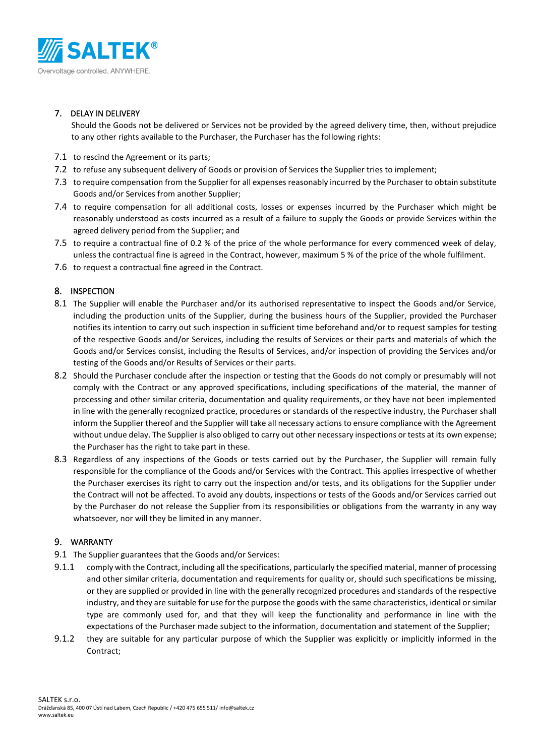## 7. DELAY IN DELIVERY

Should the Goods not be delivered or Services not be provided by the agreed delivery time, then, without prejudice to any other rights available to the Purchaser, the Purchaser has the following rights:

7.1 to rescind the Agreement or its parts;

7.2 to refuse any subsequent delivery of Goods or provision of Services the Supplier tries to implement;

7.3 to require compensation from the Supplier for all expenses reasonably incurred by the Purchaser to obtain substitute Goods and/or Services from another Supplier;

7.4 to require compensation for all additional costs, losses or expenses incurred by the Purchaser which might be reasonably understood as costs incurred as a result of a failure to supply the Goods or provide Services within the agreed delivery period from the Supplier; and

7.5 to require a contractual fine of 0.2 % of the price of the whole performance for every commenced week of delay, unless the contractual fine is agreed in the Contract, however, maximum 5 % of the price of the whole fulfilment.

7.6 to request a contractual fine agreed in the Contract.

## 8. INSPECTION

8.1 The Supplier will enable the Purchaser and/or its authorised representative to inspect the Goods and/or Service, including the production units of the Supplier, during the business hours of the Supplier, provided the Purchaser notifies its intention to carry out such inspection in sufficient time beforehand and/or to request samples for testing of the respective Goods and/or Services, including the results of Services or their parts and materials of which the Goods and/or Services consist, including the Results of Services, and/or inspection of providing the Services and/or testing of the Goods and/or Results of Services or their parts.

8.2 Should the Purchaser conclude after the inspection or testing that the Goods do not comply or presumably will not comply with the Contract or any approved specifications, including specifications of the material, the manner of processing and other similar criteria, documentation and quality requirements, or they have not been implemented in line with the generally recognized practice, procedures or standards of the respective industry, the Purchaser shall inform the Supplier thereof and the Supplier will take all necessary actions to ensure compliance with the Agreement without undue delay. The Supplier is also obliged to carry out other necessary inspections or tests at its own expense; the Purchaser has the right to take part in these.

8.3 Regardless of any inspections of the Goods or tests carried out by the Purchaser, the Supplier will remain fully responsible for the compliance of the Goods and/or Services with the Contract. This applies irrespective of whether the Purchaser exercises its right to carry out the inspection and/or tests, and its obligations for the Supplier under the Contract will not be affected. To avoid any doubts, inspections or tests of the Goods and/or Services carried out by the Purchaser do not release the Supplier from its responsibilities or obligations from the warranty in any way whatsoever, nor will they be limited in any manner.

## 9. WARRANTY

9.1 The Supplier guarantees that the Goods and/or Services:

9.1.1 comply with the Contract, including all the specifications, particularly the specified material, manner of processing and other similar criteria, documentation and requirements for quality or, should such specifications be missing, or they are supplied or provided in line with the generally recognized procedures and standards of the respective industry, and they are suitable for use for the purpose the goods with the same characteristics, identical or similar type are commonly used for, and that they will keep the functionality and performance in line with the expectations of the Purchaser made subject to the information, documentation and statement of the Supplier;

9.1.2 they are suitable for any particular purpose of which the Supplier was explicitly or implicitly informed in the Contract;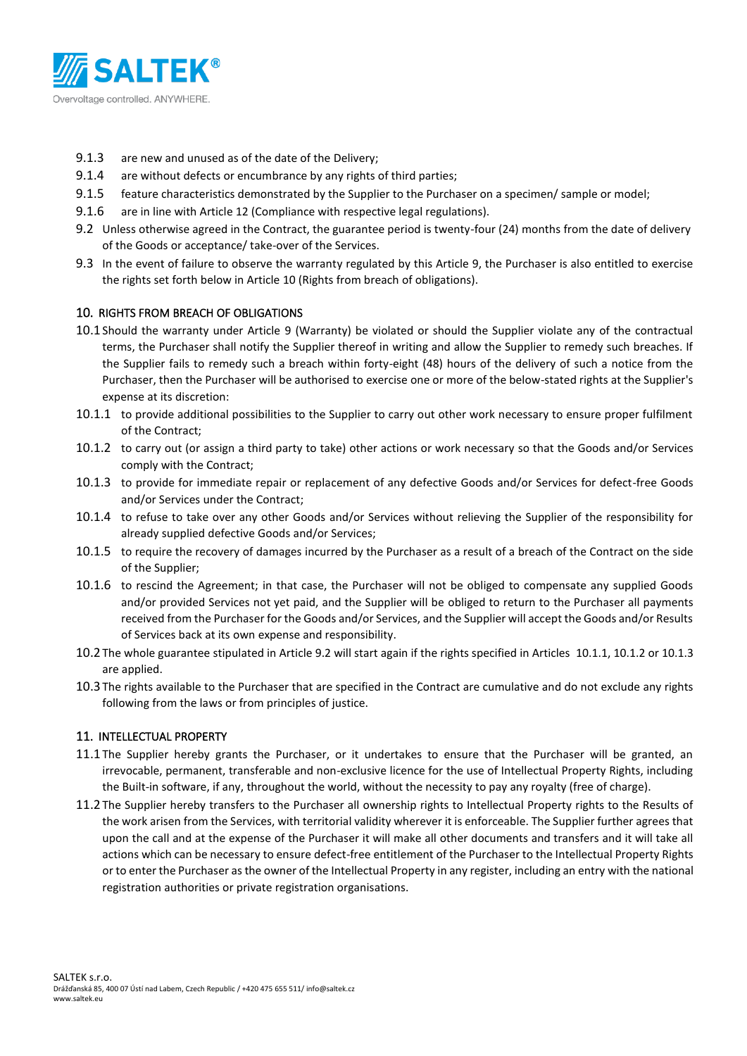9.1.3 are new and unused as of the date of the Delivery;

9.1.4 are without defects or encumbrance by any rights of third parties;

9.1.5 feature characteristics demonstrated by the Supplier to the Purchaser on a specimen/ sample or model;

9.1.6 are in line with Article 12 (Compliance with respective legal regulations).

9.2 Unless otherwise agreed in the Contract, the guarantee period is twenty-four (24) months from the date of delivery of the Goods or acceptance/ take-over of the Services.

9.3 In the event of failure to observe the warranty regulated by this Article 9, the Purchaser is also entitled to exercise the rights set forth below in Article 10 (Rights from breach of obligations).

## 10. RIGHTS FROM BREACH OF OBLIGATIONS

10.1 Should the warranty under Article 9 (Warranty) be violated or should the Supplier violate any of the contractual terms, the Purchaser shall notify the Supplier thereof in writing and allow the Supplier to remedy such breaches. If the Supplier fails to remedy such a breach within forty-eight (48) hours of the delivery of such a notice from the Purchaser, then the Purchaser will be authorised to exercise one or more of the below-stated rights at the Supplier's expense at its discretion:

10.1.1 to provide additional possibilities to the Supplier to carry out other work necessary to ensure proper fulfilment of the Contract;

10.1.2 to carry out (or assign a third party to take) other actions or work necessary so that the Goods and/or Services comply with the Contract;

10.1.3 to provide for immediate repair or replacement of any defective Goods and/or Services for defect-free Goods and/or Services under the Contract;

10.1.4 to refuse to take over any other Goods and/or Services without relieving the Supplier of the responsibility for already supplied defective Goods and/or Services;

10.1.5 to require the recovery of damages incurred by the Purchaser as a result of a breach of the Contract on the side of the Supplier;

10.1.6 to rescind the Agreement; in that case, the Purchaser will not be obliged to compensate any supplied Goods and/or provided Services not yet paid, and the Supplier will be obliged to return to the Purchaser all payments received from the Purchaser for the Goods and/or Services, and the Supplier will accept the Goods and/or Results of Services back at its own expense and responsibility.

10.2 The whole guarantee stipulated in Article 9.2 will start again if the rights specified in Articles 10.1.1, 10.1.2 or 10.1.3 are applied.

10.3 The rights available to the Purchaser that are specified in the Contract are cumulative and do not exclude any rights following from the laws or from principles of justice.

## 11. INTELLECTUAL PROPERTY

11.1 The Supplier hereby grants the Purchaser, or it undertakes to ensure that the Purchaser will be granted, an irrevocable, permanent, transferable and non-exclusive licence for the use of Intellectual Property Rights, including the Built-in software, if any, throughout the world, without the necessity to pay any royalty (free of charge).

11.2 The Supplier hereby transfers to the Purchaser all ownership rights to Intellectual Property rights to the Results of the work arisen from the Services, with territorial validity wherever it is enforceable. The Supplier further agrees that upon the call and at the expense of the Purchaser it will make all other documents and transfers and it will take all actions which can be necessary to ensure defect-free entitlement of the Purchaser to the Intellectual Property Rights or to enter the Purchaser as the owner of the Intellectual Property in any register, including an entry with the national registration authorities or private registration organisations.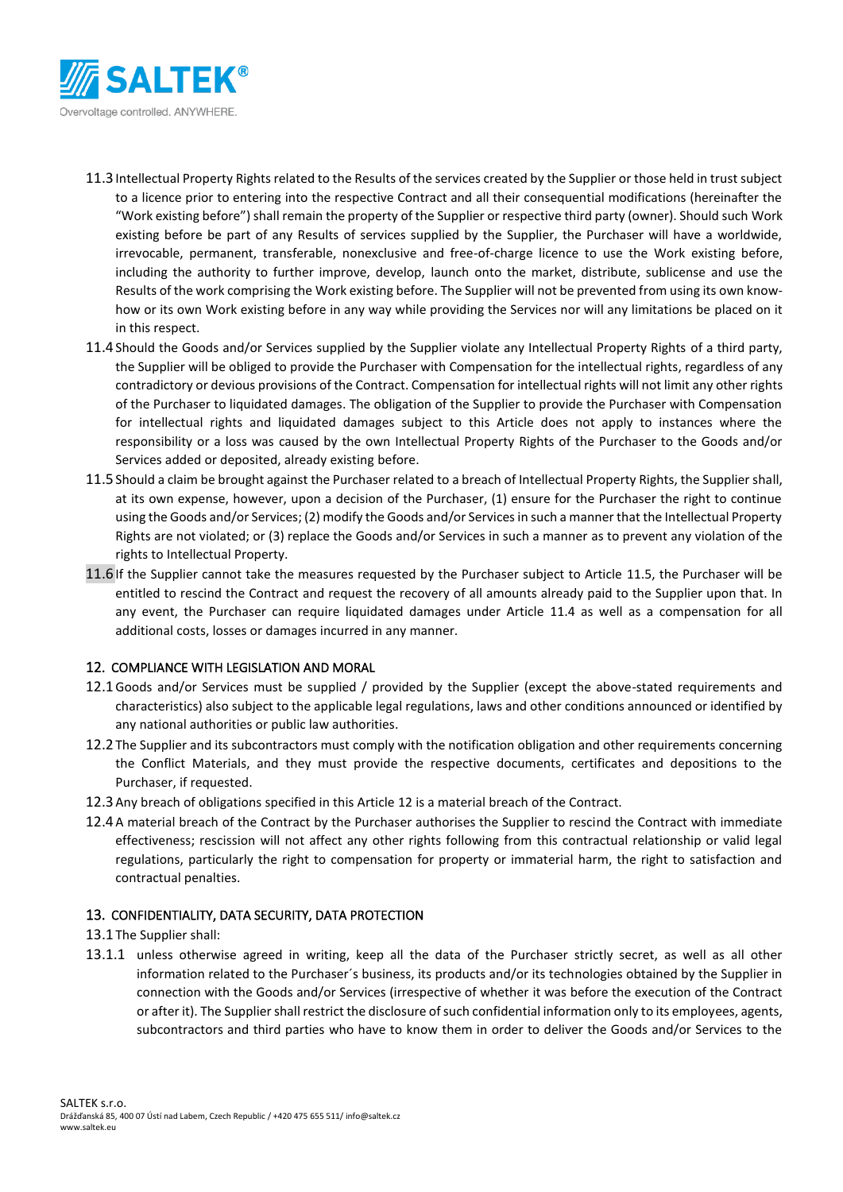11.3 Intellectual Property Rights related to the Results of the services created by the Supplier or those held in trust subject to a licence prior to entering into the respective Contract and all their consequential modifications (hereinafter the "Work existing before") shall remain the property of the Supplier or respective third party (owner). Should such Work existing before be part of any Results of services supplied by the Supplier, the Purchaser will have a worldwide, irrevocable, permanent, transferable, nonexclusive and free-of-charge licence to use the Work existing before, including the authority to further improve, develop, launch onto the market, distribute, sublicense and use the Results of the work comprising the Work existing before. The Supplier will not be prevented from using its own know-how or its own Work existing before in any way while providing the Services nor will any limitations be placed on it in this respect.

11.4 Should the Goods and/or Services supplied by the Supplier violate any Intellectual Property Rights of a third party, the Supplier will be obliged to provide the Purchaser with Compensation for the intellectual rights, regardless of any contradictory or devious provisions of the Contract. Compensation for intellectual rights will not limit any other rights of the Purchaser to liquidated damages. The obligation of the Supplier to provide the Purchaser with Compensation for intellectual rights and liquidated damages subject to this Article does not apply to instances where the responsibility or a loss was caused by the own Intellectual Property Rights of the Purchaser to the Goods and/or Services added or deposited, already existing before.

11.5 Should a claim be brought against the Purchaser related to a breach of Intellectual Property Rights, the Supplier shall, at its own expense, however, upon a decision of the Purchaser, (1) ensure for the Purchaser the right to continue using the Goods and/or Services; (2) modify the Goods and/or Services in such a manner that the Intellectual Property Rights are not violated; or (3) replace the Goods and/or Services in such a manner as to prevent any violation of the rights to Intellectual Property.

11.6 If the Supplier cannot take the measures requested by the Purchaser subject to Article 11.5, the Purchaser will be entitled to rescind the Contract and request the recovery of all amounts already paid to the Supplier upon that. In any event, the Purchaser can require liquidated damages under Article 11.4 as well as a compensation for all additional costs, losses or damages incurred in any manner.

## 12. COMPLIANCE WITH LEGISLATION AND MORAL

12.1 Goods and/or Services must be supplied / provided by the Supplier (except the above-stated requirements and characteristics) also subject to the applicable legal regulations, laws and other conditions announced or identified by any national authorities or public law authorities.

12.2 The Supplier and its subcontractors must comply with the notification obligation and other requirements concerning the Conflict Materials, and they must provide the respective documents, certificates and depositions to the Purchaser, if requested.

12.3 Any breach of obligations specified in this Article 12 is a material breach of the Contract.

12.4 A material breach of the Contract by the Purchaser authorises the Supplier to rescind the Contract with immediate effectiveness; rescission will not affect any other rights following from this contractual relationship or valid legal regulations, particularly the right to compensation for property or immaterial harm, the right to satisfaction and contractual penalties.

## 13. CONFIDENTIALITY, DATA SECURITY, DATA PROTECTION

13.1 The Supplier shall:

13.1.1 unless otherwise agreed in writing, keep all the data of the Purchaser strictly secret, as well as all other information related to the Purchaser´s business, its products and/or its technologies obtained by the Supplier in connection with the Goods and/or Services (irrespective of whether it was before the execution of the Contract or after it). The Supplier shall restrict the disclosure of such confidential information only to its employees, agents, subcontractors and third parties who have to know them in order to deliver the Goods and/or Services to the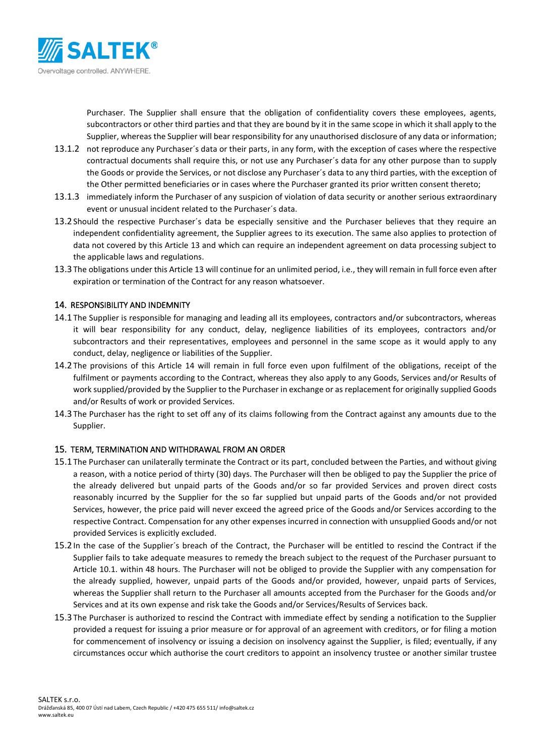Purchaser. The Supplier shall ensure that the obligation of confidentiality covers these employees, agents, subcontractors or other third parties and that they are bound by it in the same scope in which it shall apply to the Supplier, whereas the Supplier will bear responsibility for any unauthorised disclosure of any data or information;

13.1.2 not reproduce any Purchaser´s data or their parts, in any form, with the exception of cases where the respective contractual documents shall require this, or not use any Purchaser´s data for any other purpose than to supply the Goods or provide the Services, or not disclose any Purchaser´s data to any third parties, with the exception of the Other permitted beneficiaries or in cases where the Purchaser granted its prior written consent thereto;

13.1.3 immediately inform the Purchaser of any suspicion of violation of data security or another serious extraordinary event or unusual incident related to the Purchaser´s data.

13.2 Should the respective Purchaser´s data be especially sensitive and the Purchaser believes that they require an independent confidentiality agreement, the Supplier agrees to its execution. The same also applies to protection of data not covered by this Article 13 and which can require an independent agreement on data processing subject to the applicable laws and regulations.

13.3 The obligations under this Article 13 will continue for an unlimited period, i.e., they will remain in full force even after expiration or termination of the Contract for any reason whatsoever.

## 14. RESPONSIBILITY AND INDEMNITY

14.1 The Supplier is responsible for managing and leading all its employees, contractors and/or subcontractors, whereas it will bear responsibility for any conduct, delay, negligence liabilities of its employees, contractors and/or subcontractors and their representatives, employees and personnel in the same scope as it would apply to any conduct, delay, negligence or liabilities of the Supplier.

14.2 The provisions of this Article 14 will remain in full force even upon fulfilment of the obligations, receipt of the fulfilment or payments according to the Contract, whereas they also apply to any Goods, Services and/or Results of work supplied/provided by the Supplier to the Purchaser in exchange or as replacement for originally supplied Goods and/or Results of work or provided Services.

14.3 The Purchaser has the right to set off any of its claims following from the Contract against any amounts due to the Supplier.

## 15. TERM, TERMINATION AND WITHDRAWAL FROM AN ORDER

15.1 The Purchaser can unilaterally terminate the Contract or its part, concluded between the Parties, and without giving a reason, with a notice period of thirty (30) days. The Purchaser will then be obliged to pay the Supplier the price of the already delivered but unpaid parts of the Goods and/or so far provided Services and proven direct costs reasonably incurred by the Supplier for the so far supplied but unpaid parts of the Goods and/or not provided Services, however, the price paid will never exceed the agreed price of the Goods and/or Services according to the respective Contract. Compensation for any other expenses incurred in connection with unsupplied Goods and/or not provided Services is explicitly excluded.

15.2 In the case of the Supplier´s breach of the Contract, the Purchaser will be entitled to rescind the Contract if the Supplier fails to take adequate measures to remedy the breach subject to the request of the Purchaser pursuant to Article 10.1. within 48 hours. The Purchaser will not be obliged to provide the Supplier with any compensation for the already supplied, however, unpaid parts of the Goods and/or provided, however, unpaid parts of Services, whereas the Supplier shall return to the Purchaser all amounts accepted from the Purchaser for the Goods and/or Services and at its own expense and risk take the Goods and/or Services/Results of Services back.

15.3 The Purchaser is authorized to rescind the Contract with immediate effect by sending a notification to the Supplier provided a request for issuing a prior measure or for approval of an agreement with creditors, or for filing a motion for commencement of insolvency or issuing a decision on insolvency against the Supplier, is filed; eventually, if any circumstances occur which authorise the court creditors to appoint an insolvency trustee or another similar trustee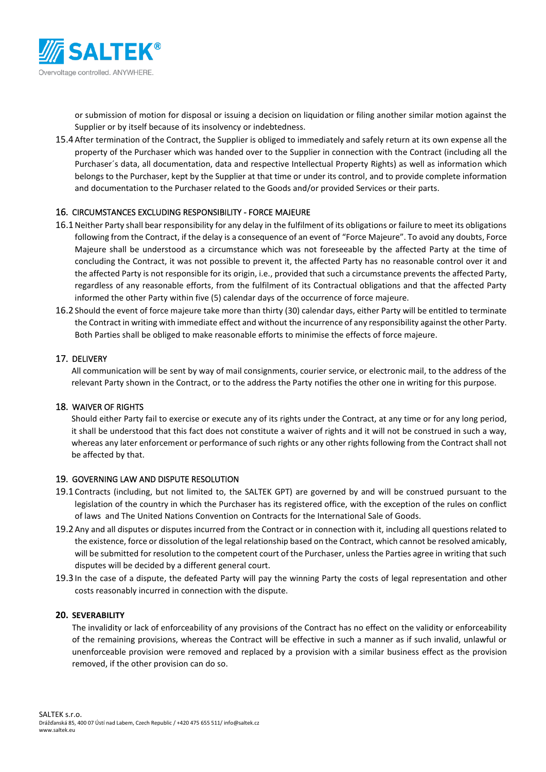or submission of motion for disposal or issuing a decision on liquidation or filing another similar motion against the Supplier or by itself because of its insolvency or indebtedness.

15.4 After termination of the Contract, the Supplier is obliged to immediately and safely return at its own expense all the property of the Purchaser which was handed over to the Supplier in connection with the Contract (including all the Purchaser´s data, all documentation, data and respective Intellectual Property Rights) as well as information which belongs to the Purchaser, kept by the Supplier at that time or under its control, and to provide complete information and documentation to the Purchaser related to the Goods and/or provided Services or their parts.

## 16. CIRCUMSTANCES EXCLUDING RESPONSIBILITY - FORCE MAJEURE

16.1 Neither Party shall bear responsibility for any delay in the fulfilment of its obligations or failure to meet its obligations following from the Contract, if the delay is a consequence of an event of "Force Majeure". To avoid any doubts, Force Majeure shall be understood as a circumstance which was not foreseeable by the affected Party at the time of concluding the Contract, it was not possible to prevent it, the affected Party has no reasonable control over it and the affected Party is not responsible for its origin, i.e., provided that such a circumstance prevents the affected Party, regardless of any reasonable efforts, from the fulfilment of its Contractual obligations and that the affected Party informed the other Party within five (5) calendar days of the occurrence of force majeure.

16.2 Should the event of force majeure take more than thirty (30) calendar days, either Party will be entitled to terminate the Contract in writing with immediate effect and without the incurrence of any responsibility against the other Party. Both Parties shall be obliged to make reasonable efforts to minimise the effects of force majeure.

## 17. DELIVERY

All communication will be sent by way of mail consignments, courier service, or electronic mail, to the address of the relevant Party shown in the Contract, or to the address the Party notifies the other one in writing for this purpose.

## 18. WAIVER OF RIGHTS

Should either Party fail to exercise or execute any of its rights under the Contract, at any time or for any long period, it shall be understood that this fact does not constitute a waiver of rights and it will not be construed in such a way, whereas any later enforcement or performance of such rights or any other rights following from the Contract shall not be affected by that.

## 19. GOVERNING LAW AND DISPUTE RESOLUTION

19.1 Contracts (including, but not limited to, the SALTEK GPT) are governed by and will be construed pursuant to the legislation of the country in which the Purchaser has its registered office, with the exception of the rules on conflict of laws and The United Nations Convention on Contracts for the International Sale of Goods.

19.2 Any and all disputes or disputes incurred from the Contract or in connection with it, including all questions related to the existence, force or dissolution of the legal relationship based on the Contract, which cannot be resolved amicably, will be submitted for resolution to the competent court of the Purchaser, unless the Parties agree in writing that such disputes will be decided by a different general court.

19.3 In the case of a dispute, the defeated Party will pay the winning Party the costs of legal representation and other costs reasonably incurred in connection with the dispute.

## 20. SEVERABILITY

The invalidity or lack of enforceability of any provisions of the Contract has no effect on the validity or enforceability of the remaining provisions, whereas the Contract will be effective in such a manner as if such invalid, unlawful or unenforceable provision were removed and replaced by a provision with a similar business effect as the provision removed, if the other provision can do so.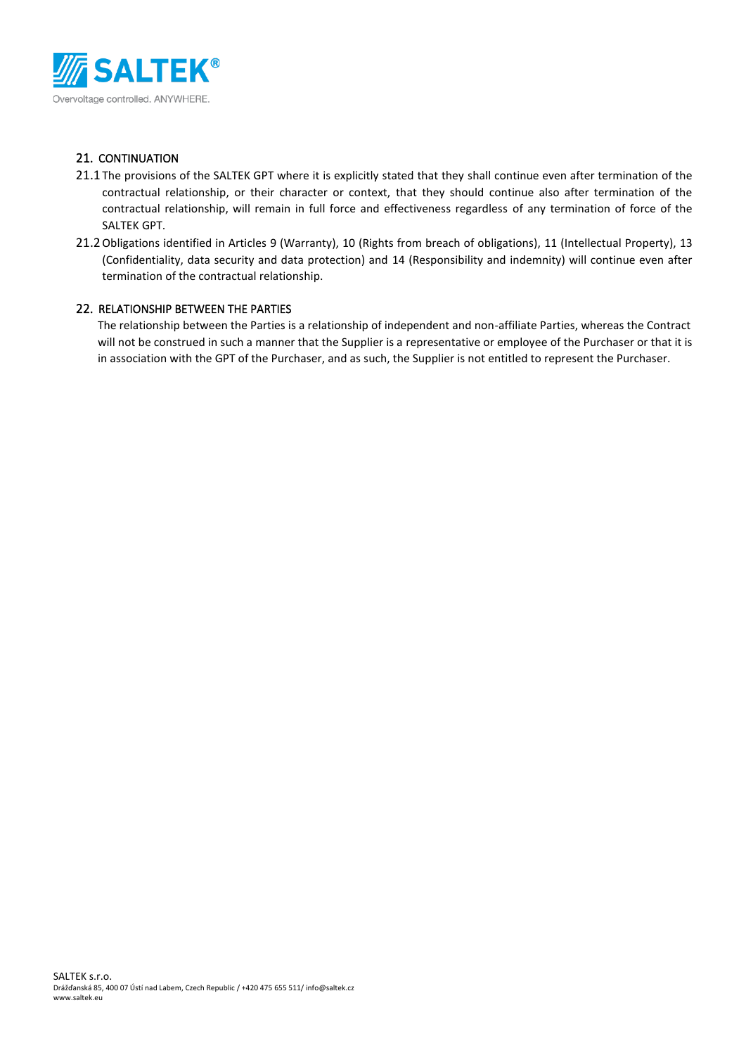## 21. CONTINUATION

21.1 The provisions of the SALTEK GPT where it is explicitly stated that they shall continue even after termination of the contractual relationship, or their character or context, that they should continue also after termination of the contractual relationship, will remain in full force and effectiveness regardless of any termination of force of the SALTEK GPT.

21.2 Obligations identified in Articles 9 (Warranty), 10 (Rights from breach of obligations), 11 (Intellectual Property), 13 (Confidentiality, data security and data protection) and 14 (Responsibility and indemnity) will continue even after termination of the contractual relationship.

## 22. RELATIONSHIP BETWEEN THE PARTIES

The relationship between the Parties is a relationship of independent and non-affiliate Parties, whereas the Contract will not be construed in such a manner that the Supplier is a representative or employee of the Purchaser or that it is in association with the GPT of the Purchaser, and as such, the Supplier is not entitled to represent the Purchaser.